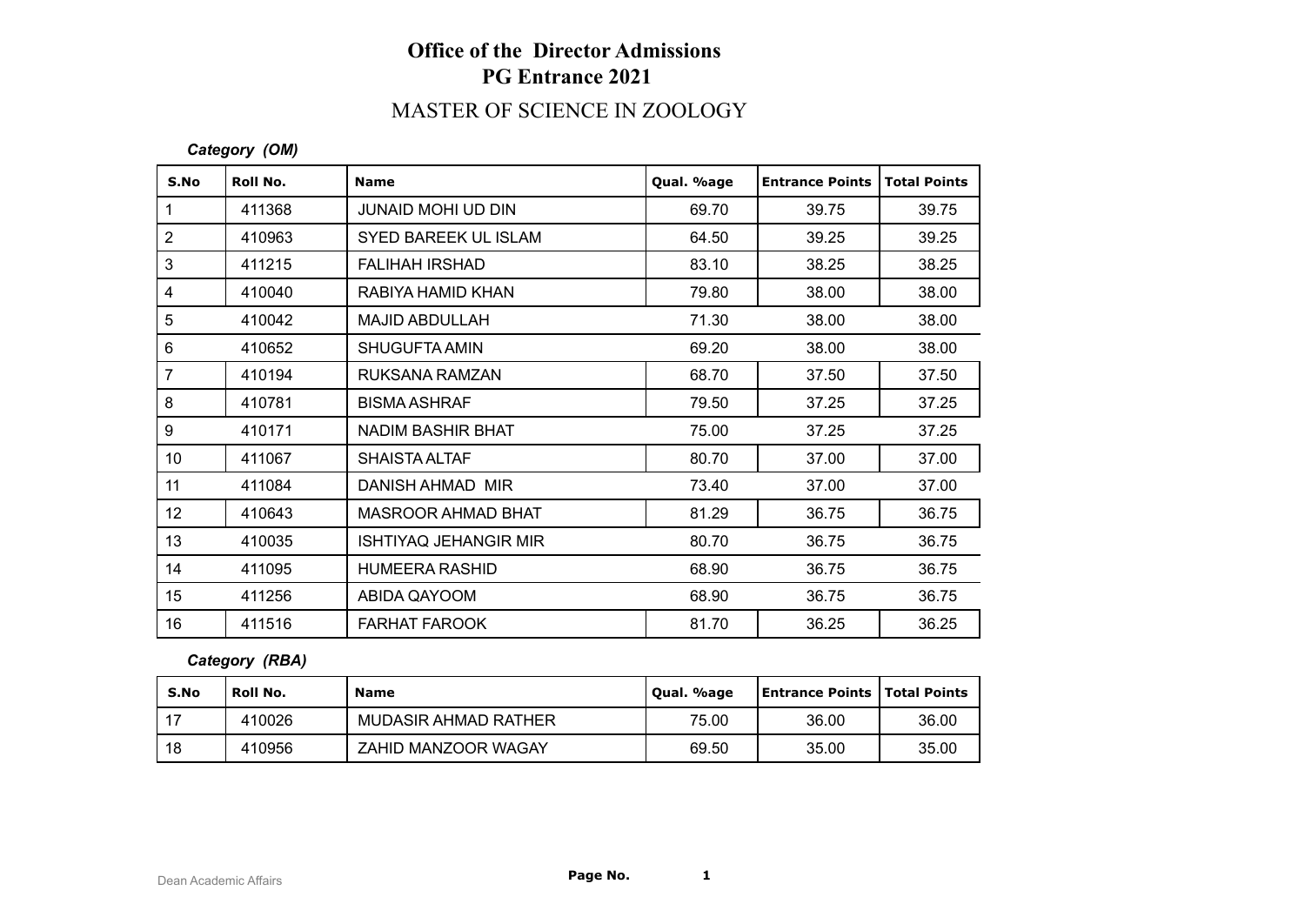# Office of the Director Admissions
## PG Entrance 2021

### MASTER OF SCIENCE IN ZOOLOGY

*Category (OM)*

| S.No | Roll No. | Name | Qual. %age | Entrance Points | Total Points |
|---|---|---|---|---|---|
| 1 | 411368 | JUNAID MOHI UD DIN | 69.70 | 39.75 | 39.75 |
| 2 | 410963 | SYED BAREEK UL ISLAM | 64.50 | 39.25 | 39.25 |
| 3 | 411215 | FALIHAH IRSHAD | 83.10 | 38.25 | 38.25 |
| 4 | 410040 | RABIYA HAMID KHAN | 79.80 | 38.00 | 38.00 |
| 5 | 410042 | MAJID ABDULLAH | 71.30 | 38.00 | 38.00 |
| 6 | 410652 | SHUGUFTA AMIN | 69.20 | 38.00 | 38.00 |
| 7 | 410194 | RUKSANA RAMZAN | 68.70 | 37.50 | 37.50 |
| 8 | 410781 | BISMA ASHRAF | 79.50 | 37.25 | 37.25 |
| 9 | 410171 | NADIM BASHIR BHAT | 75.00 | 37.25 | 37.25 |
| 10 | 411067 | SHAISTA ALTAF | 80.70 | 37.00 | 37.00 |
| 11 | 411084 | DANISH AHMAD MIR | 73.40 | 37.00 | 37.00 |
| 12 | 410643 | MASROOR AHMAD BHAT | 81.29 | 36.75 | 36.75 |
| 13 | 410035 | ISHTIYAQ JEHANGIR MIR | 80.70 | 36.75 | 36.75 |
| 14 | 411095 | HUMEERA RASHID | 68.90 | 36.75 | 36.75 |
| 15 | 411256 | ABIDA QAYOOM | 68.90 | 36.75 | 36.75 |
| 16 | 411516 | FARHAT FAROOK | 81.70 | 36.25 | 36.25 |

*Category (RBA)*

| S.No | Roll No. | Name | Qual. %age | Entrance Points | Total Points |
|---|---|---|---|---|---|
| 17 | 410026 | MUDASIR AHMAD RATHER | 75.00 | 36.00 | 36.00 |
| 18 | 410956 | ZAHID MANZOOR WAGAY | 69.50 | 35.00 | 35.00 |

Dean Academic Affairs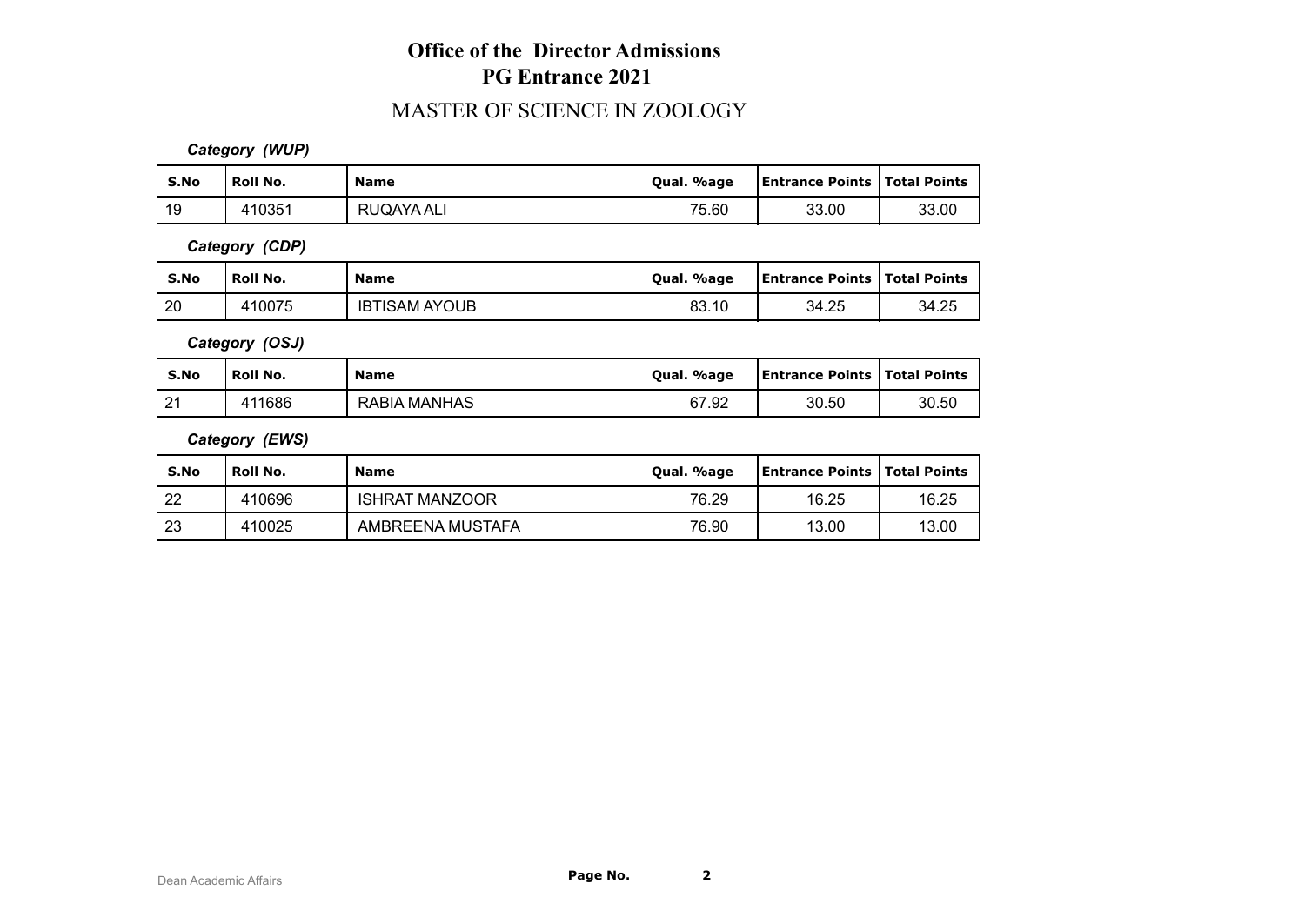# Office of the Director Admissions
## PG Entrance 2021

## MASTER OF SCIENCE IN ZOOLOGY

*Category (WUP)*

| S.No | Roll No. | Name | Qual. %age | Entrance Points | Total Points |
|---|---|---|---|---|---|
| 19 | 410351 | RUQAYA ALI | 75.60 | 33.00 | 33.00 |

*Category (CDP)*

| S.No | Roll No. | Name | Qual. %age | Entrance Points | Total Points |
|---|---|---|---|---|---|
| 20 | 410075 | IBTISAM AYOUB | 83.10 | 34.25 | 34.25 |

*Category (OSJ)*

| S.No | Roll No. | Name | Qual. %age | Entrance Points | Total Points |
|---|---|---|---|---|---|
| 21 | 411686 | RABIA MANHAS | 67.92 | 30.50 | 30.50 |

*Category (EWS)*

| S.No | Roll No. | Name | Qual. %age | Entrance Points | Total Points |
|---|---|---|---|---|---|
| 22 | 410696 | ISHRAT MANZOOR | 76.29 | 16.25 | 16.25 |
| 23 | 410025 | AMBREENA MUSTAFA | 76.90 | 13.00 | 13.00 |

Dean Academic Affairs